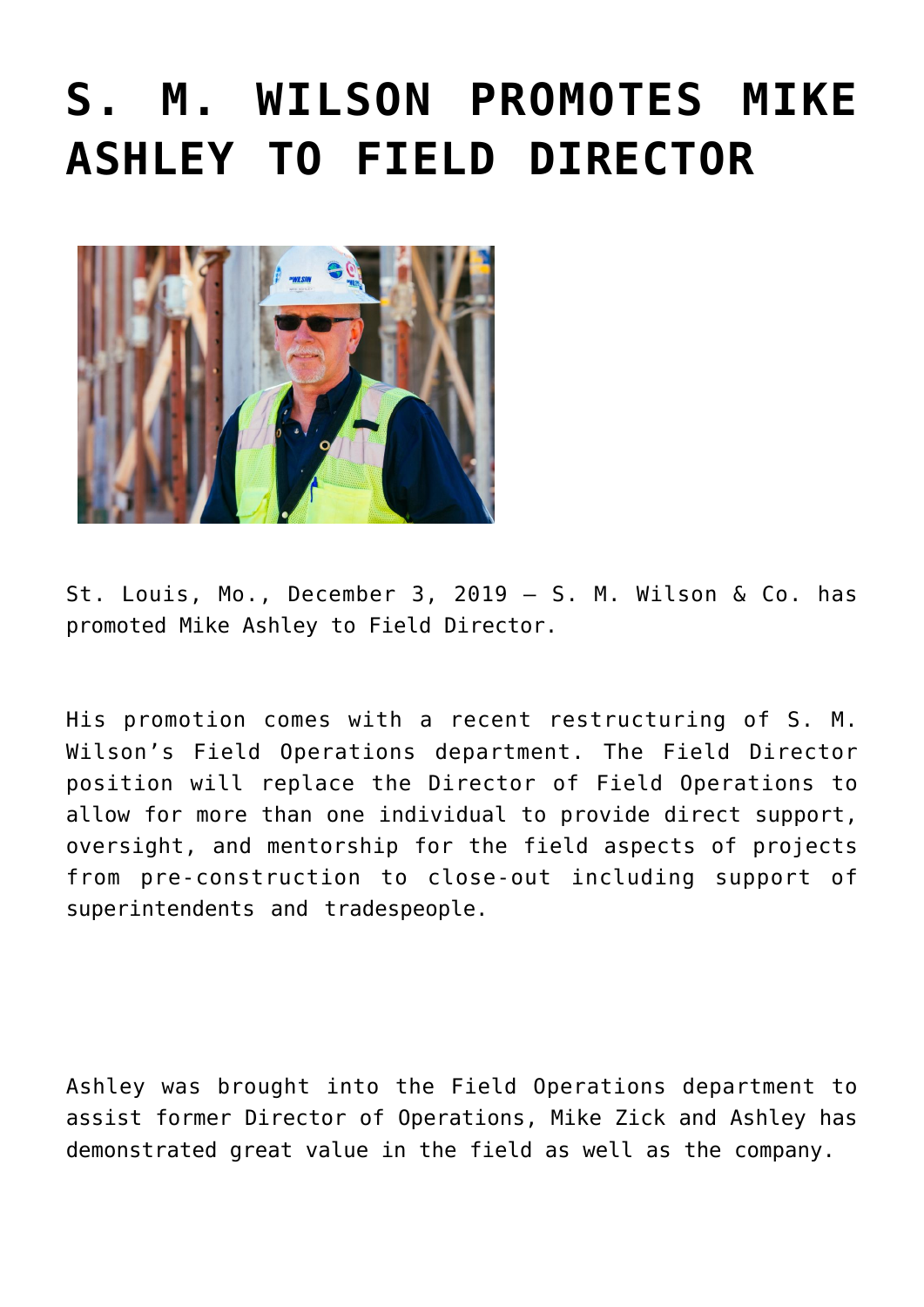# S. M. WILSON PROMOTES MIKE ASHLEY TO FIELD DIRECTOR

St. Louis, Mo., December 3, 2019 – S. M. Wilson & Co. has promoted Mike Ashley to Field Director.

His promotion comes with a recent restructuring of S. M. Wilson's Field Operations department. The Field Director position will replace the Director of Field Operations to allow for more than one individual to provide direct support, oversight, and mentorship for the field aspects of projects from pre-construction to close-out including support of superintendents and tradespeople.

Ashley was brought into the Field Operations department to assist former Director of Operations, Mike Zick and Ashley has demonstrated great value in the field as well as the company.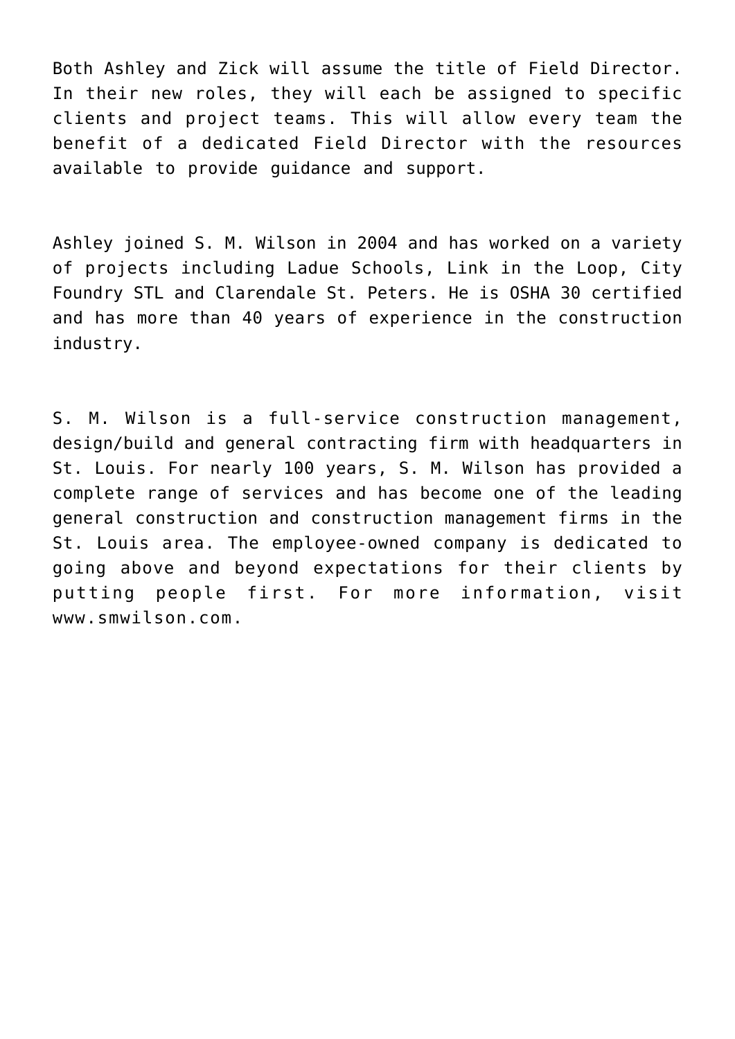Both Ashley and Zick will assume the title of Field Director. In their new roles, they will each be assigned to specific clients and project teams. This will allow every team the benefit of a dedicated Field Director with the resources available to provide guidance and support.

Ashley joined S. M. Wilson in 2004 and has worked on a variety of projects including Ladue Schools, Link in the Loop, City Foundry STL and Clarendale St. Peters. He is OSHA 30 certified and has more than 40 years of experience in the construction industry.

S. M. Wilson is a full-service construction management, design/build and general contracting firm with headquarters in St. Louis. For nearly 100 years, S. M. Wilson has provided a complete range of services and has become one of the leading general construction and construction management firms in the St. Louis area. The employee-owned company is dedicated to going above and beyond expectations for their clients by putting people first. For more information, visit www.smwilson.com.